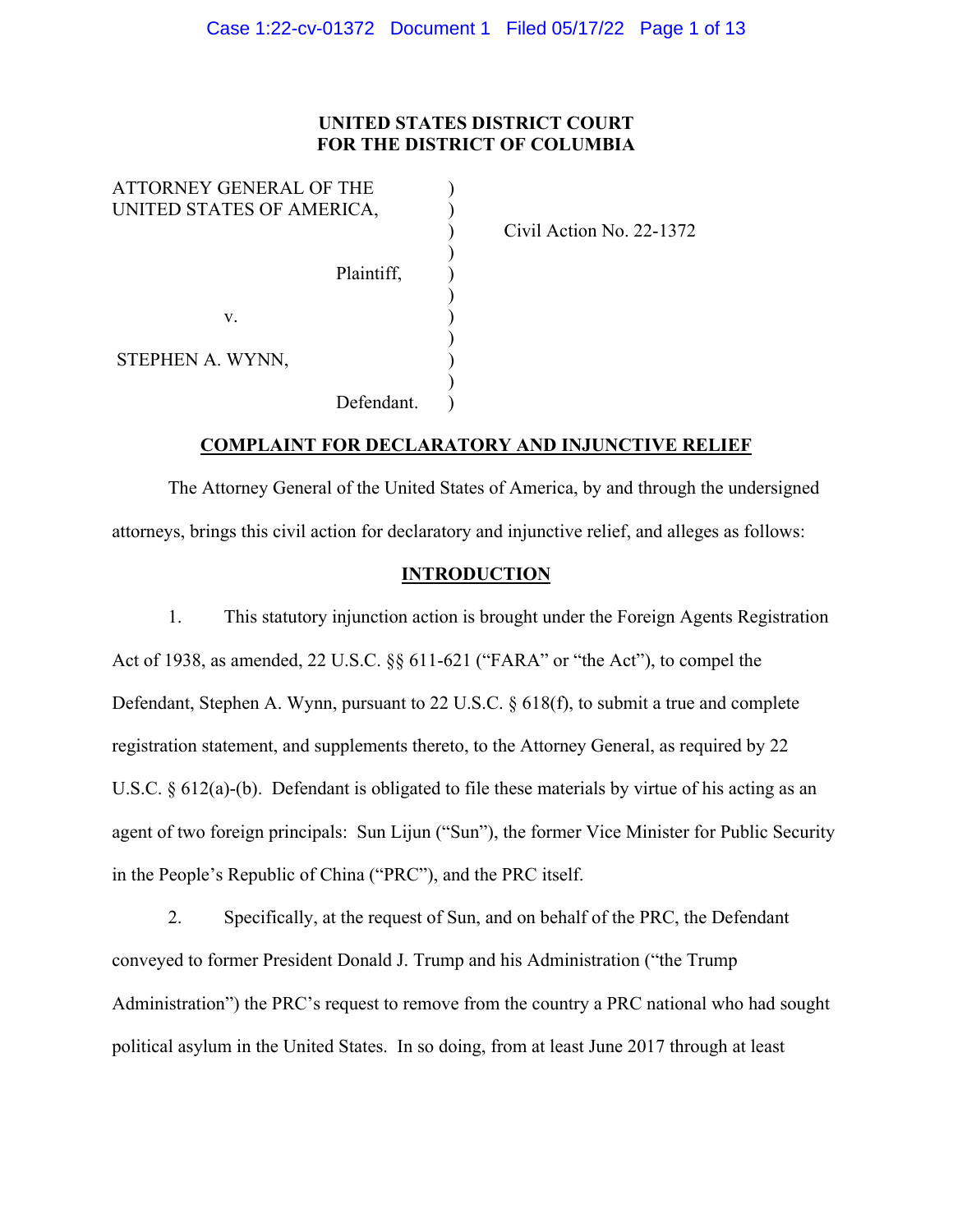**UNITED STATES DISTRICT COURT**
**FOR THE DISTRICT OF COLUMBIA**

| | | |
|---|---|---|
| ATTORNEY GENERAL OF THE UNITED STATES OF AMERICA, | ) | |
| | ) | Civil Action No. 22-1372 |
| Plaintiff, | ) | |
| | ) | |
| v. | ) | |
| | ) | |
| STEPHEN A. WYNN, | ) | |
| | ) | |
| Defendant. | ) | |

## COMPLAINT FOR DECLARATORY AND INJUNCTIVE RELIEF

The Attorney General of the United States of America, by and through the undersigned attorneys, brings this civil action for declaratory and injunctive relief, and alleges as follows:

## INTRODUCTION

1. This statutory injunction action is brought under the Foreign Agents Registration Act of 1938, as amended, 22 U.S.C. §§ 611-621 ("FARA" or "the Act"), to compel the Defendant, Stephen A. Wynn, pursuant to 22 U.S.C. § 618(f), to submit a true and complete registration statement, and supplements thereto, to the Attorney General, as required by 22 U.S.C. § 612(a)-(b). Defendant is obligated to file these materials by virtue of his acting as an agent of two foreign principals: Sun Lijun ("Sun"), the former Vice Minister for Public Security in the People's Republic of China ("PRC"), and the PRC itself.

2. Specifically, at the request of Sun, and on behalf of the PRC, the Defendant conveyed to former President Donald J. Trump and his Administration ("the Trump Administration") the PRC's request to remove from the country a PRC national who had sought political asylum in the United States. In so doing, from at least June 2017 through at least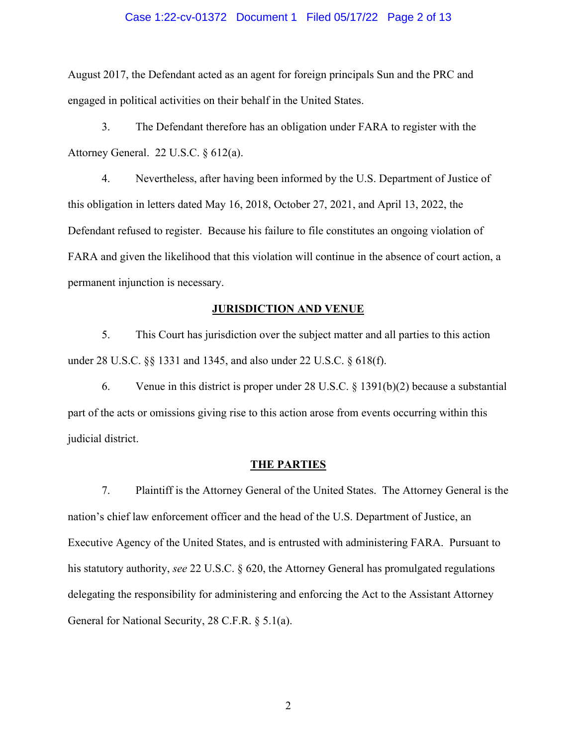August 2017, the Defendant acted as an agent for foreign principals Sun and the PRC and engaged in political activities on their behalf in the United States.

3. The Defendant therefore has an obligation under FARA to register with the Attorney General. 22 U.S.C. § 612(a).

4. Nevertheless, after having been informed by the U.S. Department of Justice of this obligation in letters dated May 16, 2018, October 27, 2021, and April 13, 2022, the Defendant refused to register. Because his failure to file constitutes an ongoing violation of FARA and given the likelihood that this violation will continue in the absence of court action, a permanent injunction is necessary.

## JURISDICTION AND VENUE

5. This Court has jurisdiction over the subject matter and all parties to this action under 28 U.S.C. §§ 1331 and 1345, and also under 22 U.S.C. § 618(f).

6. Venue in this district is proper under 28 U.S.C. § 1391(b)(2) because a substantial part of the acts or omissions giving rise to this action arose from events occurring within this judicial district.

## THE PARTIES

7. Plaintiff is the Attorney General of the United States. The Attorney General is the nation's chief law enforcement officer and the head of the U.S. Department of Justice, an Executive Agency of the United States, and is entrusted with administering FARA. Pursuant to his statutory authority, *see* 22 U.S.C. § 620, the Attorney General has promulgated regulations delegating the responsibility for administering and enforcing the Act to the Assistant Attorney General for National Security, 28 C.F.R. § 5.1(a).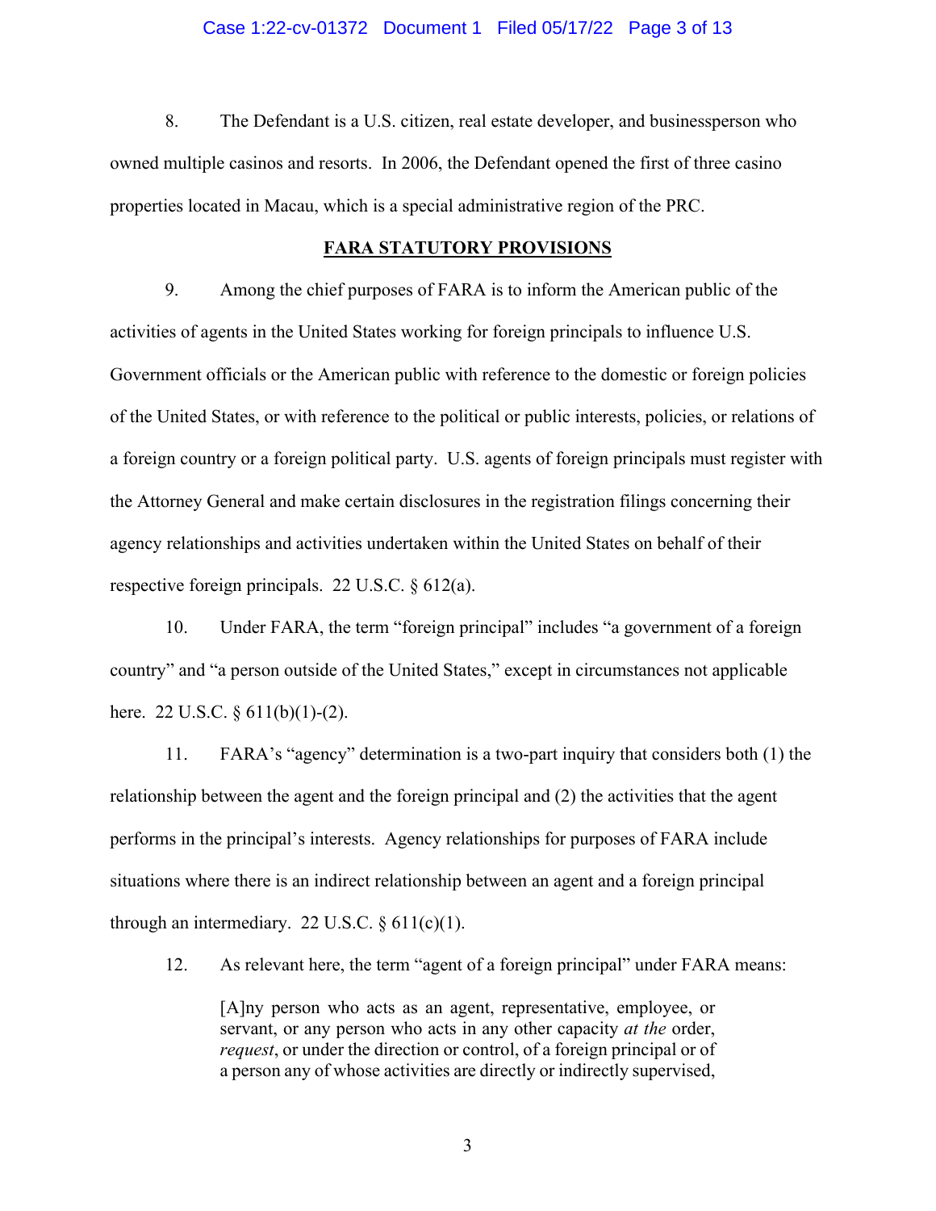8. The Defendant is a U.S. citizen, real estate developer, and businessperson who owned multiple casinos and resorts. In 2006, the Defendant opened the first of three casino properties located in Macau, which is a special administrative region of the PRC.

**FARA STATUTORY PROVISIONS**

9. Among the chief purposes of FARA is to inform the American public of the activities of agents in the United States working for foreign principals to influence U.S. Government officials or the American public with reference to the domestic or foreign policies of the United States, or with reference to the political or public interests, policies, or relations of a foreign country or a foreign political party. U.S. agents of foreign principals must register with the Attorney General and make certain disclosures in the registration filings concerning their agency relationships and activities undertaken within the United States on behalf of their respective foreign principals. 22 U.S.C. § 612(a).

10. Under FARA, the term "foreign principal" includes "a government of a foreign country" and "a person outside of the United States," except in circumstances not applicable here. 22 U.S.C. § 611(b)(1)-(2).

11. FARA's "agency" determination is a two-part inquiry that considers both (1) the relationship between the agent and the foreign principal and (2) the activities that the agent performs in the principal's interests. Agency relationships for purposes of FARA include situations where there is an indirect relationship between an agent and a foreign principal through an intermediary. 22 U.S.C. § 611(c)(1).

12. As relevant here, the term "agent of a foreign principal" under FARA means:

> [A]ny person who acts as an agent, representative, employee, or servant, or any person who acts in any other capacity *at the* order, *request*, or under the direction or control, of a foreign principal or of a person any of whose activities are directly or indirectly supervised,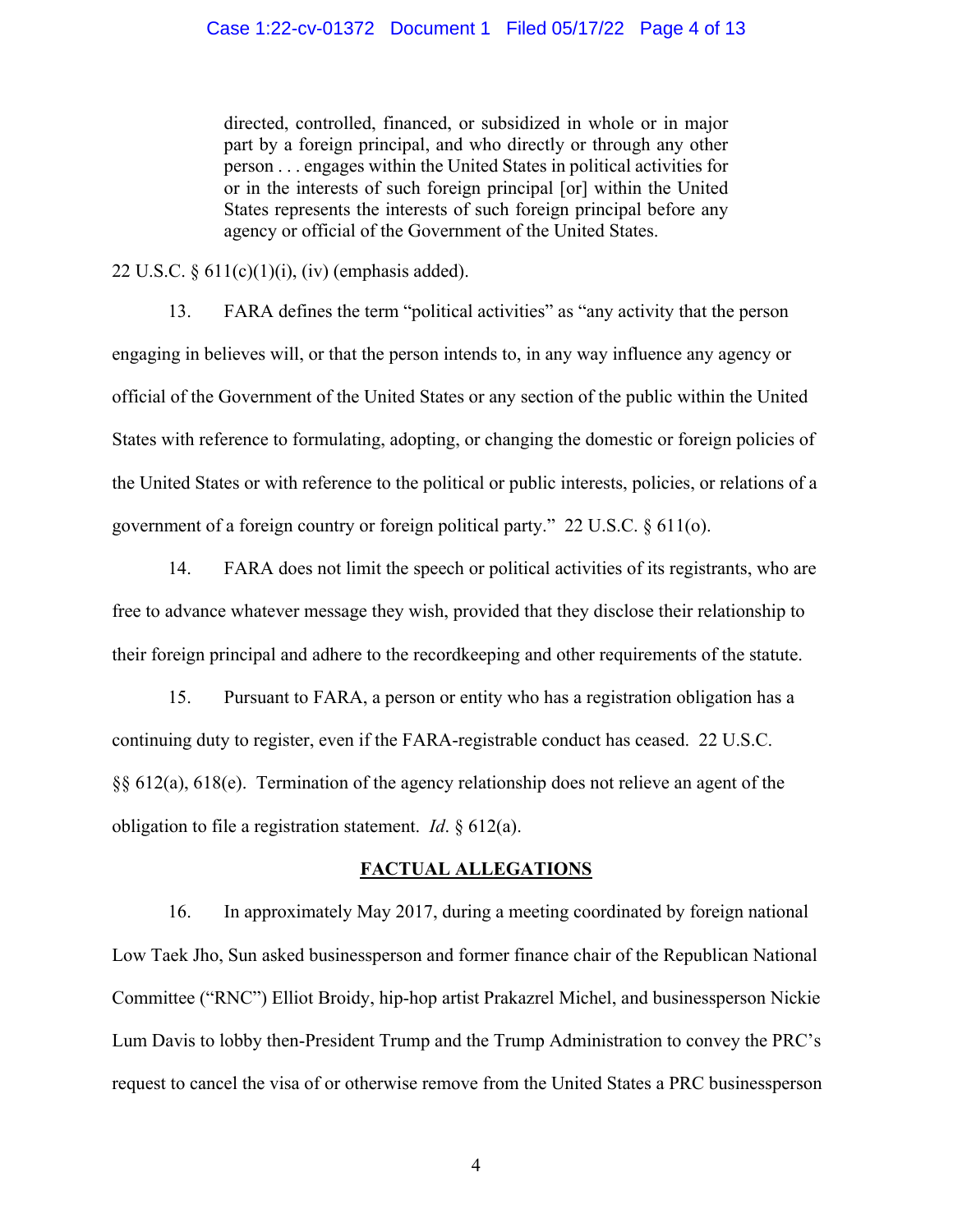> directed, controlled, financed, or subsidized in whole or in major part by a foreign principal, and who directly or through any other person . . . engages within the United States in political activities for or in the interests of such foreign principal [or] within the United States represents the interests of such foreign principal before any agency or official of the Government of the United States.

22 U.S.C. § 611(c)(1)(i), (iv) (emphasis added).

13. FARA defines the term "political activities" as "any activity that the person engaging in believes will, or that the person intends to, in any way influence any agency or official of the Government of the United States or any section of the public within the United States with reference to formulating, adopting, or changing the domestic or foreign policies of the United States or with reference to the political or public interests, policies, or relations of a government of a foreign country or foreign political party." 22 U.S.C. § 611(o).

14. FARA does not limit the speech or political activities of its registrants, who are free to advance whatever message they wish, provided that they disclose their relationship to their foreign principal and adhere to the recordkeeping and other requirements of the statute.

15. Pursuant to FARA, a person or entity who has a registration obligation has a continuing duty to register, even if the FARA-registrable conduct has ceased. 22 U.S.C. §§ 612(a), 618(e). Termination of the agency relationship does not relieve an agent of the obligation to file a registration statement. *Id*. § 612(a).

## FACTUAL ALLEGATIONS

16. In approximately May 2017, during a meeting coordinated by foreign national Low Taek Jho, Sun asked businessperson and former finance chair of the Republican National Committee ("RNC") Elliot Broidy, hip-hop artist Prakazrel Michel, and businessperson Nickie Lum Davis to lobby then-President Trump and the Trump Administration to convey the PRC's request to cancel the visa of or otherwise remove from the United States a PRC businessperson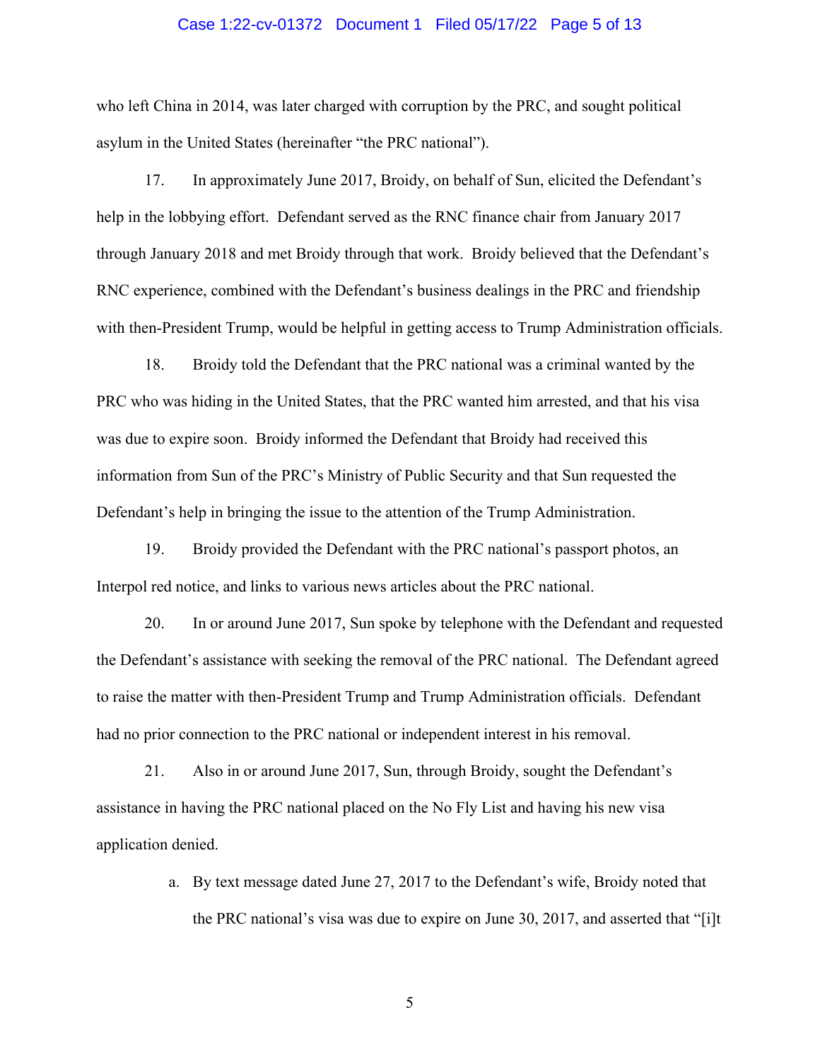who left China in 2014, was later charged with corruption by the PRC, and sought political asylum in the United States (hereinafter "the PRC national").

17. In approximately June 2017, Broidy, on behalf of Sun, elicited the Defendant's help in the lobbying effort. Defendant served as the RNC finance chair from January 2017 through January 2018 and met Broidy through that work. Broidy believed that the Defendant's RNC experience, combined with the Defendant's business dealings in the PRC and friendship with then-President Trump, would be helpful in getting access to Trump Administration officials.

18. Broidy told the Defendant that the PRC national was a criminal wanted by the PRC who was hiding in the United States, that the PRC wanted him arrested, and that his visa was due to expire soon. Broidy informed the Defendant that Broidy had received this information from Sun of the PRC's Ministry of Public Security and that Sun requested the Defendant's help in bringing the issue to the attention of the Trump Administration.

19. Broidy provided the Defendant with the PRC national's passport photos, an Interpol red notice, and links to various news articles about the PRC national.

20. In or around June 2017, Sun spoke by telephone with the Defendant and requested the Defendant's assistance with seeking the removal of the PRC national. The Defendant agreed to raise the matter with then-President Trump and Trump Administration officials. Defendant had no prior connection to the PRC national or independent interest in his removal.

21. Also in or around June 2017, Sun, through Broidy, sought the Defendant's assistance in having the PRC national placed on the No Fly List and having his new visa application denied.

   a. By text message dated June 27, 2017 to the Defendant's wife, Broidy noted that the PRC national's visa was due to expire on June 30, 2017, and asserted that "[i]t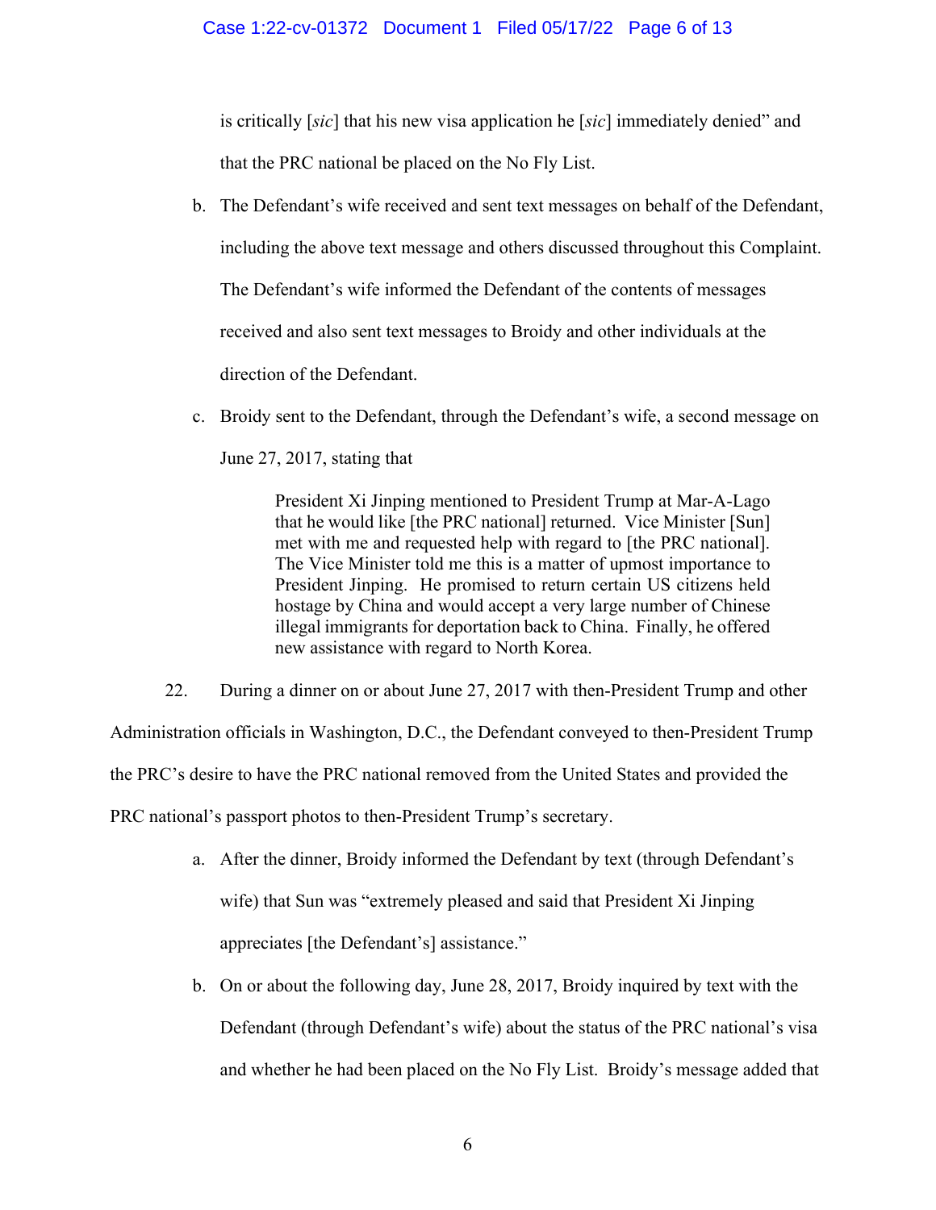is critically [*sic*] that his new visa application he [*sic*] immediately denied" and that the PRC national be placed on the No Fly List.

b. The Defendant's wife received and sent text messages on behalf of the Defendant, including the above text message and others discussed throughout this Complaint. The Defendant's wife informed the Defendant of the contents of messages received and also sent text messages to Broidy and other individuals at the direction of the Defendant.

c. Broidy sent to the Defendant, through the Defendant's wife, a second message on June 27, 2017, stating that

> President Xi Jinping mentioned to President Trump at Mar-A-Lago that he would like [the PRC national] returned. Vice Minister [Sun] met with me and requested help with regard to [the PRC national]. The Vice Minister told me this is a matter of upmost importance to President Jinping. He promised to return certain US citizens held hostage by China and would accept a very large number of Chinese illegal immigrants for deportation back to China. Finally, he offered new assistance with regard to North Korea.

22. During a dinner on or about June 27, 2017 with then-President Trump and other Administration officials in Washington, D.C., the Defendant conveyed to then-President Trump the PRC's desire to have the PRC national removed from the United States and provided the PRC national's passport photos to then-President Trump's secretary.

a. After the dinner, Broidy informed the Defendant by text (through Defendant's wife) that Sun was "extremely pleased and said that President Xi Jinping appreciates [the Defendant's] assistance."

b. On or about the following day, June 28, 2017, Broidy inquired by text with the Defendant (through Defendant's wife) about the status of the PRC national's visa and whether he had been placed on the No Fly List. Broidy's message added that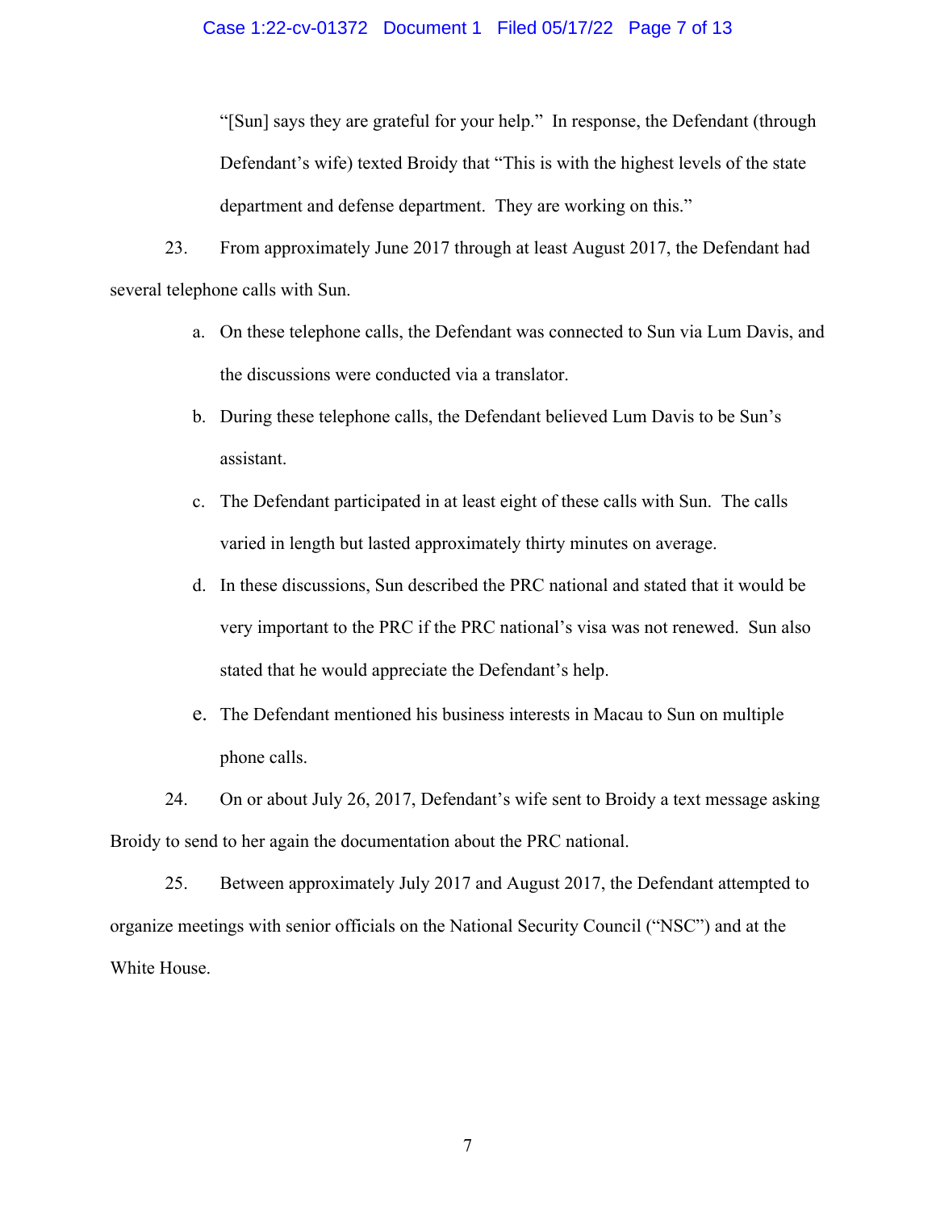"[Sun] says they are grateful for your help." In response, the Defendant (through Defendant's wife) texted Broidy that "This is with the highest levels of the state department and defense department. They are working on this."

23. From approximately June 2017 through at least August 2017, the Defendant had several telephone calls with Sun.

a. On these telephone calls, the Defendant was connected to Sun via Lum Davis, and the discussions were conducted via a translator.

b. During these telephone calls, the Defendant believed Lum Davis to be Sun's assistant.

c. The Defendant participated in at least eight of these calls with Sun. The calls varied in length but lasted approximately thirty minutes on average.

d. In these discussions, Sun described the PRC national and stated that it would be very important to the PRC if the PRC national's visa was not renewed. Sun also stated that he would appreciate the Defendant's help.

e. The Defendant mentioned his business interests in Macau to Sun on multiple phone calls.

24. On or about July 26, 2017, Defendant's wife sent to Broidy a text message asking Broidy to send to her again the documentation about the PRC national.

25. Between approximately July 2017 and August 2017, the Defendant attempted to organize meetings with senior officials on the National Security Council ("NSC") and at the White House.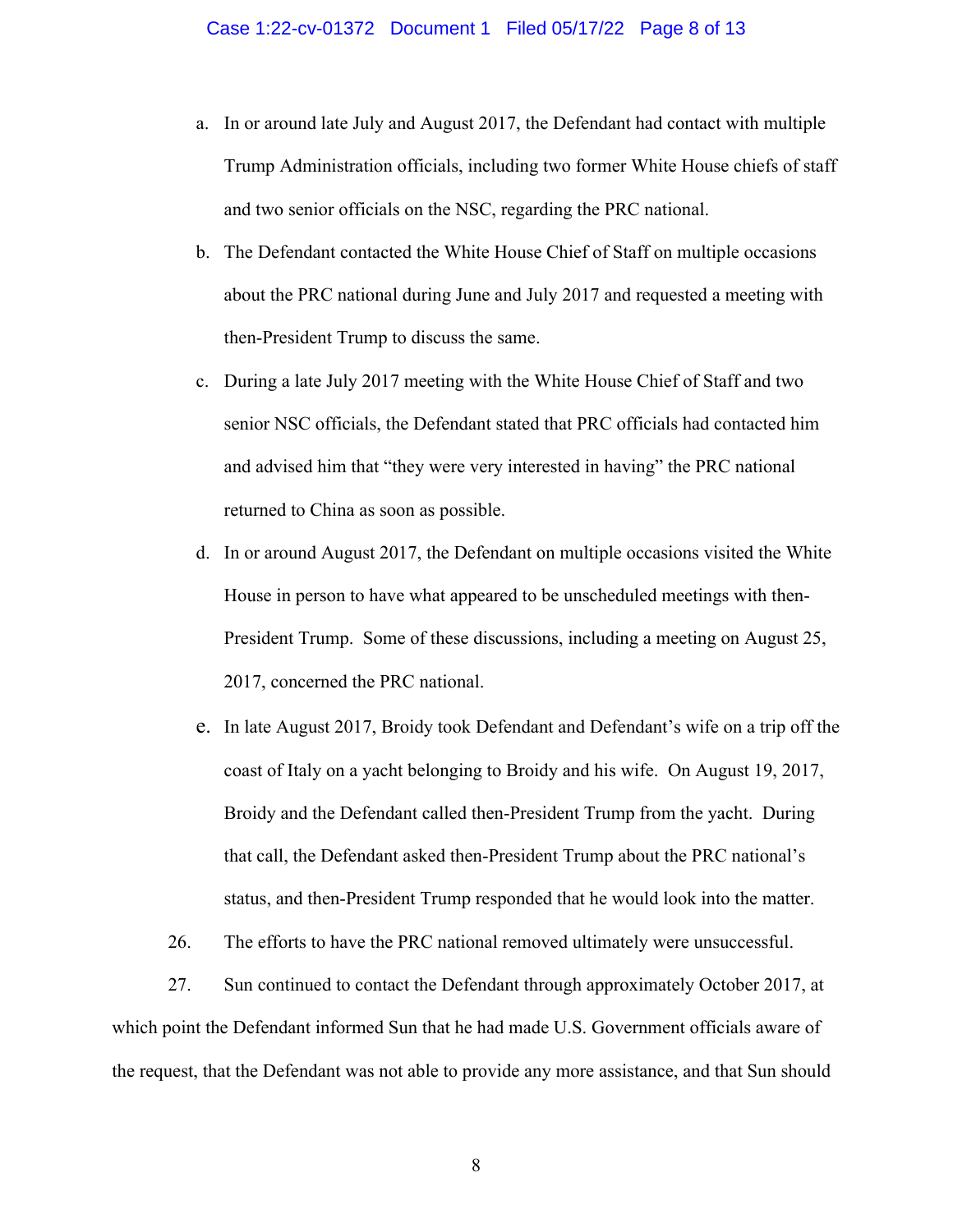a. In or around late July and August 2017, the Defendant had contact with multiple Trump Administration officials, including two former White House chiefs of staff and two senior officials on the NSC, regarding the PRC national.

b. The Defendant contacted the White House Chief of Staff on multiple occasions about the PRC national during June and July 2017 and requested a meeting with then-President Trump to discuss the same.

c. During a late July 2017 meeting with the White House Chief of Staff and two senior NSC officials, the Defendant stated that PRC officials had contacted him and advised him that "they were very interested in having" the PRC national returned to China as soon as possible.

d. In or around August 2017, the Defendant on multiple occasions visited the White House in person to have what appeared to be unscheduled meetings with then-President Trump. Some of these discussions, including a meeting on August 25, 2017, concerned the PRC national.

e. In late August 2017, Broidy took Defendant and Defendant's wife on a trip off the coast of Italy on a yacht belonging to Broidy and his wife. On August 19, 2017, Broidy and the Defendant called then-President Trump from the yacht. During that call, the Defendant asked then-President Trump about the PRC national's status, and then-President Trump responded that he would look into the matter.

26. The efforts to have the PRC national removed ultimately were unsuccessful.

27. Sun continued to contact the Defendant through approximately October 2017, at which point the Defendant informed Sun that he had made U.S. Government officials aware of the request, that the Defendant was not able to provide any more assistance, and that Sun should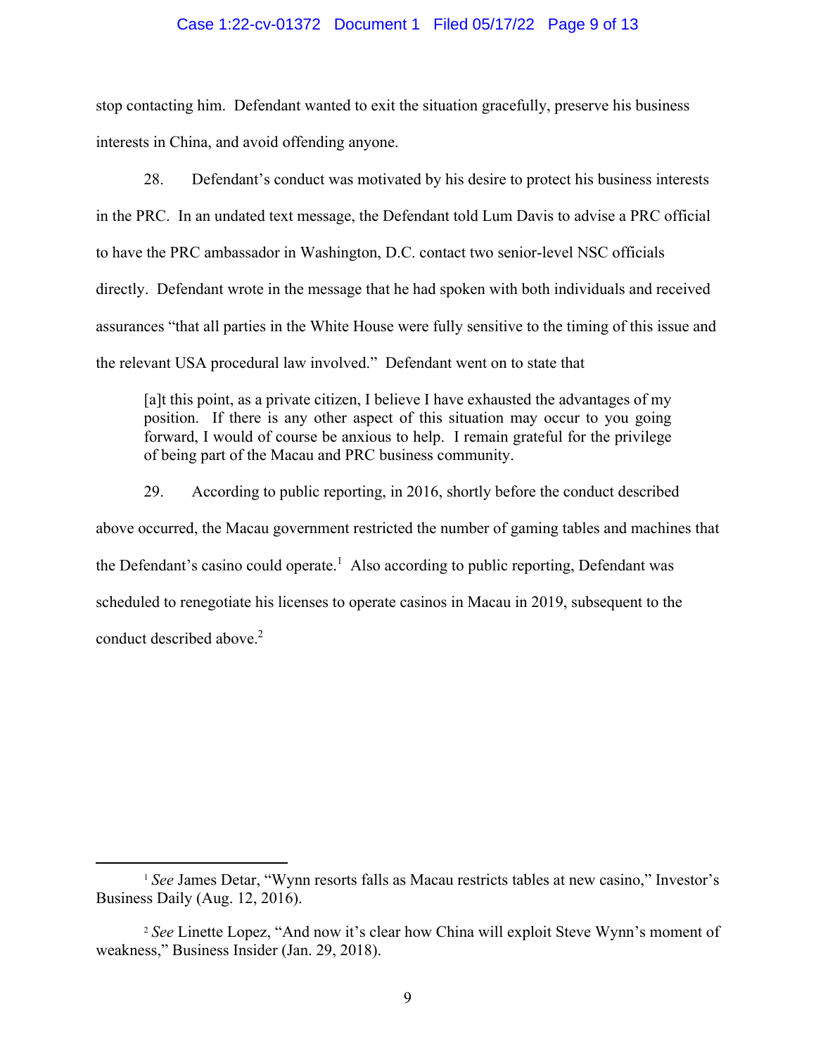stop contacting him. Defendant wanted to exit the situation gracefully, preserve his business interests in China, and avoid offending anyone.

28. Defendant's conduct was motivated by his desire to protect his business interests in the PRC. In an undated text message, the Defendant told Lum Davis to advise a PRC official to have the PRC ambassador in Washington, D.C. contact two senior-level NSC officials directly. Defendant wrote in the message that he had spoken with both individuals and received assurances "that all parties in the White House were fully sensitive to the timing of this issue and the relevant USA procedural law involved." Defendant went on to state that

> [a]t this point, as a private citizen, I believe I have exhausted the advantages of my position. If there is any other aspect of this situation may occur to you going forward, I would of course be anxious to help. I remain grateful for the privilege of being part of the Macau and PRC business community.

29. According to public reporting, in 2016, shortly before the conduct described above occurred, the Macau government restricted the number of gaming tables and machines that the Defendant's casino could operate.[1] Also according to public reporting, Defendant was scheduled to renegotiate his licenses to operate casinos in Macau in 2019, subsequent to the conduct described above.[2]

---

[1] *See* James Detar, "Wynn resorts falls as Macau restricts tables at new casino," Investor's Business Daily (Aug. 12, 2016).

[2] *See* Linette Lopez, "And now it's clear how China will exploit Steve Wynn's moment of weakness," Business Insider (Jan. 29, 2018).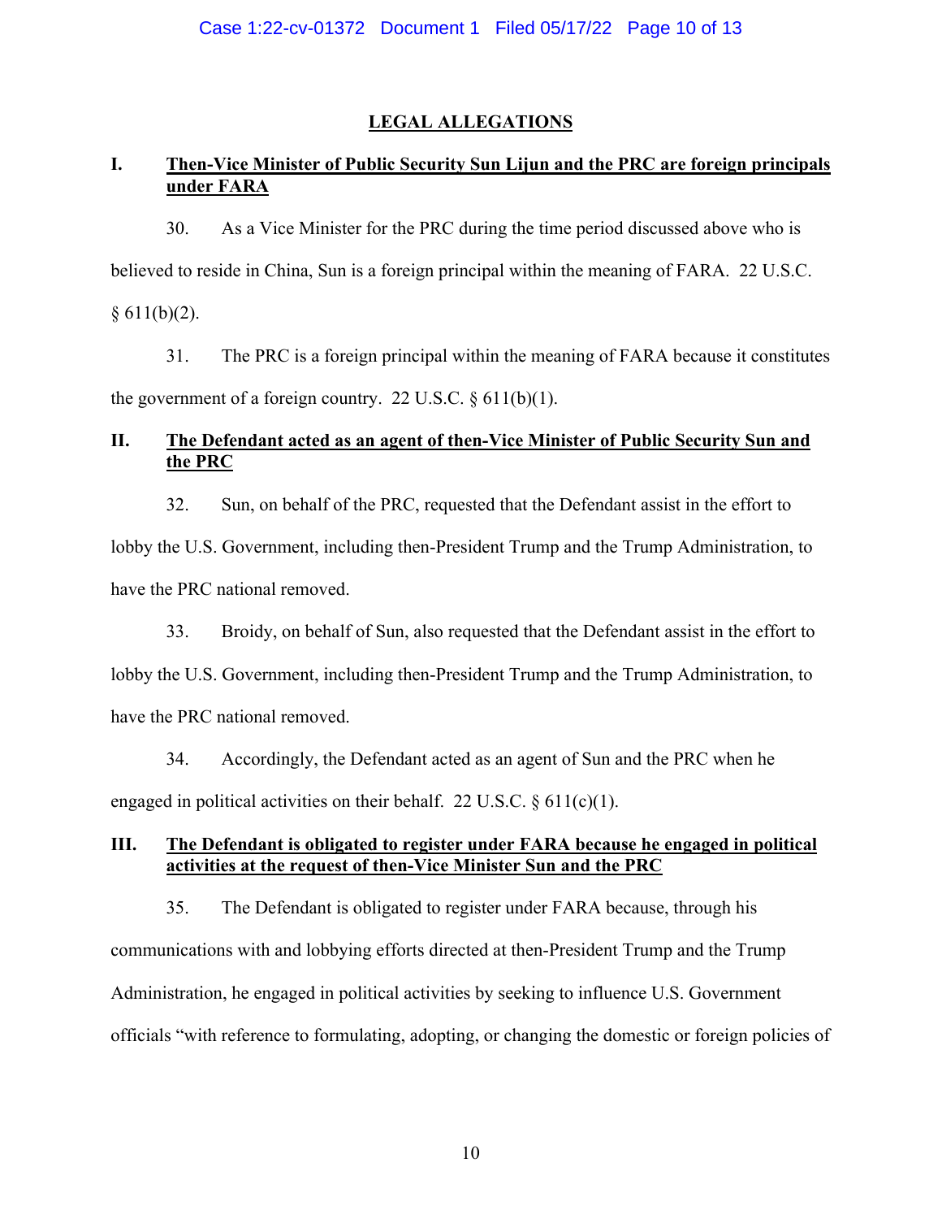## LEGAL ALLEGATIONS

### I. Then-Vice Minister of Public Security Sun Lijun and the PRC are foreign principals under FARA

30. As a Vice Minister for the PRC during the time period discussed above who is believed to reside in China, Sun is a foreign principal within the meaning of FARA. 22 U.S.C. § 611(b)(2).

31. The PRC is a foreign principal within the meaning of FARA because it constitutes the government of a foreign country. 22 U.S.C. § 611(b)(1).

### II. The Defendant acted as an agent of then-Vice Minister of Public Security Sun and the PRC

32. Sun, on behalf of the PRC, requested that the Defendant assist in the effort to lobby the U.S. Government, including then-President Trump and the Trump Administration, to have the PRC national removed.

33. Broidy, on behalf of Sun, also requested that the Defendant assist in the effort to lobby the U.S. Government, including then-President Trump and the Trump Administration, to have the PRC national removed.

34. Accordingly, the Defendant acted as an agent of Sun and the PRC when he engaged in political activities on their behalf. 22 U.S.C. § 611(c)(1).

### III. The Defendant is obligated to register under FARA because he engaged in political activities at the request of then-Vice Minister Sun and the PRC

35. The Defendant is obligated to register under FARA because, through his communications with and lobbying efforts directed at then-President Trump and the Trump Administration, he engaged in political activities by seeking to influence U.S. Government officials "with reference to formulating, adopting, or changing the domestic or foreign policies of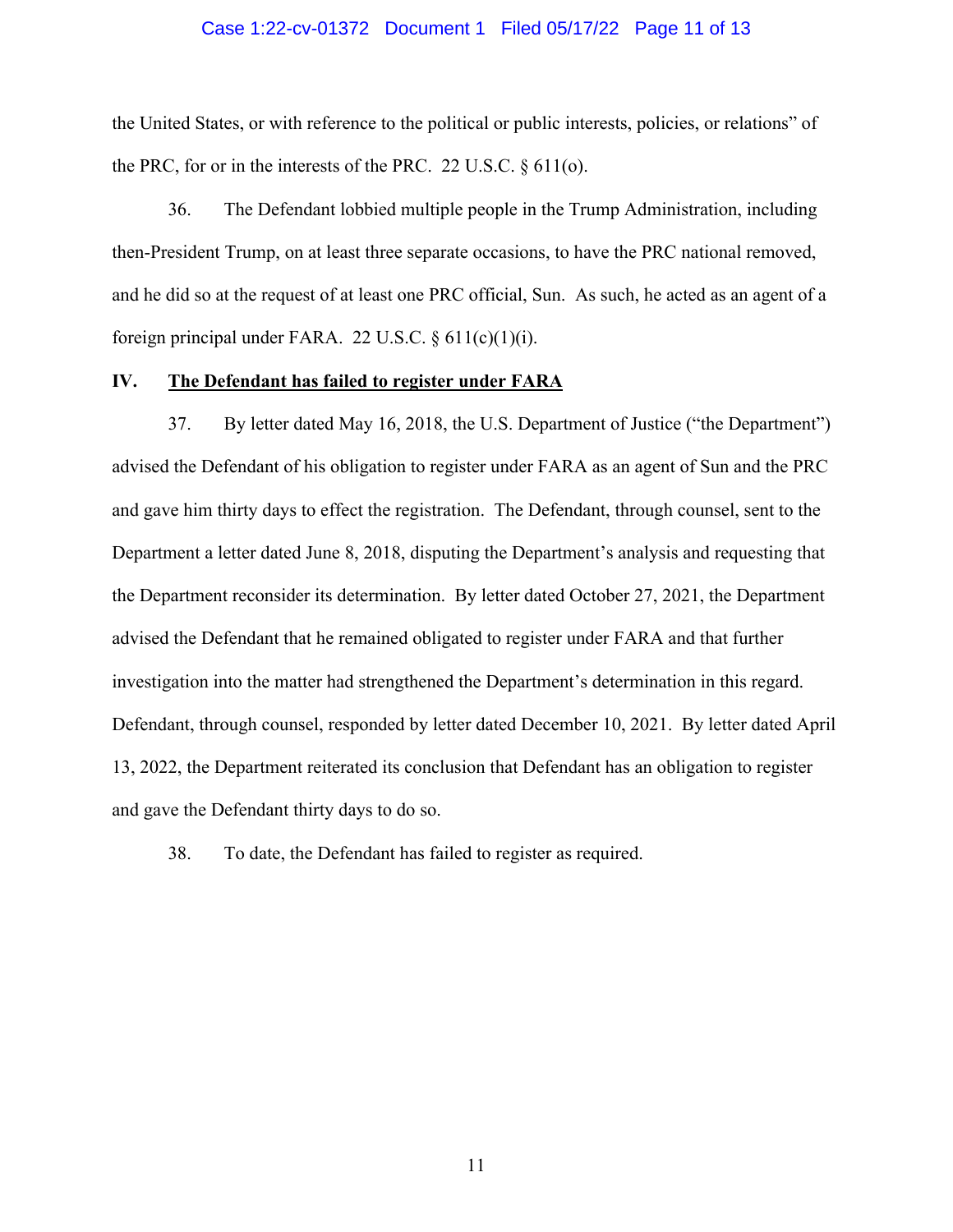the United States, or with reference to the political or public interests, policies, or relations" of the PRC, for or in the interests of the PRC. 22 U.S.C. § 611(o).

36. The Defendant lobbied multiple people in the Trump Administration, including then-President Trump, on at least three separate occasions, to have the PRC national removed, and he did so at the request of at least one PRC official, Sun. As such, he acted as an agent of a foreign principal under FARA. 22 U.S.C. § 611(c)(1)(i).

## IV. **<u>The Defendant has failed to register under FARA</u>**

37. By letter dated May 16, 2018, the U.S. Department of Justice ("the Department") advised the Defendant of his obligation to register under FARA as an agent of Sun and the PRC and gave him thirty days to effect the registration. The Defendant, through counsel, sent to the Department a letter dated June 8, 2018, disputing the Department's analysis and requesting that the Department reconsider its determination. By letter dated October 27, 2021, the Department advised the Defendant that he remained obligated to register under FARA and that further investigation into the matter had strengthened the Department's determination in this regard. Defendant, through counsel, responded by letter dated December 10, 2021. By letter dated April 13, 2022, the Department reiterated its conclusion that Defendant has an obligation to register and gave the Defendant thirty days to do so.

38. To date, the Defendant has failed to register as required.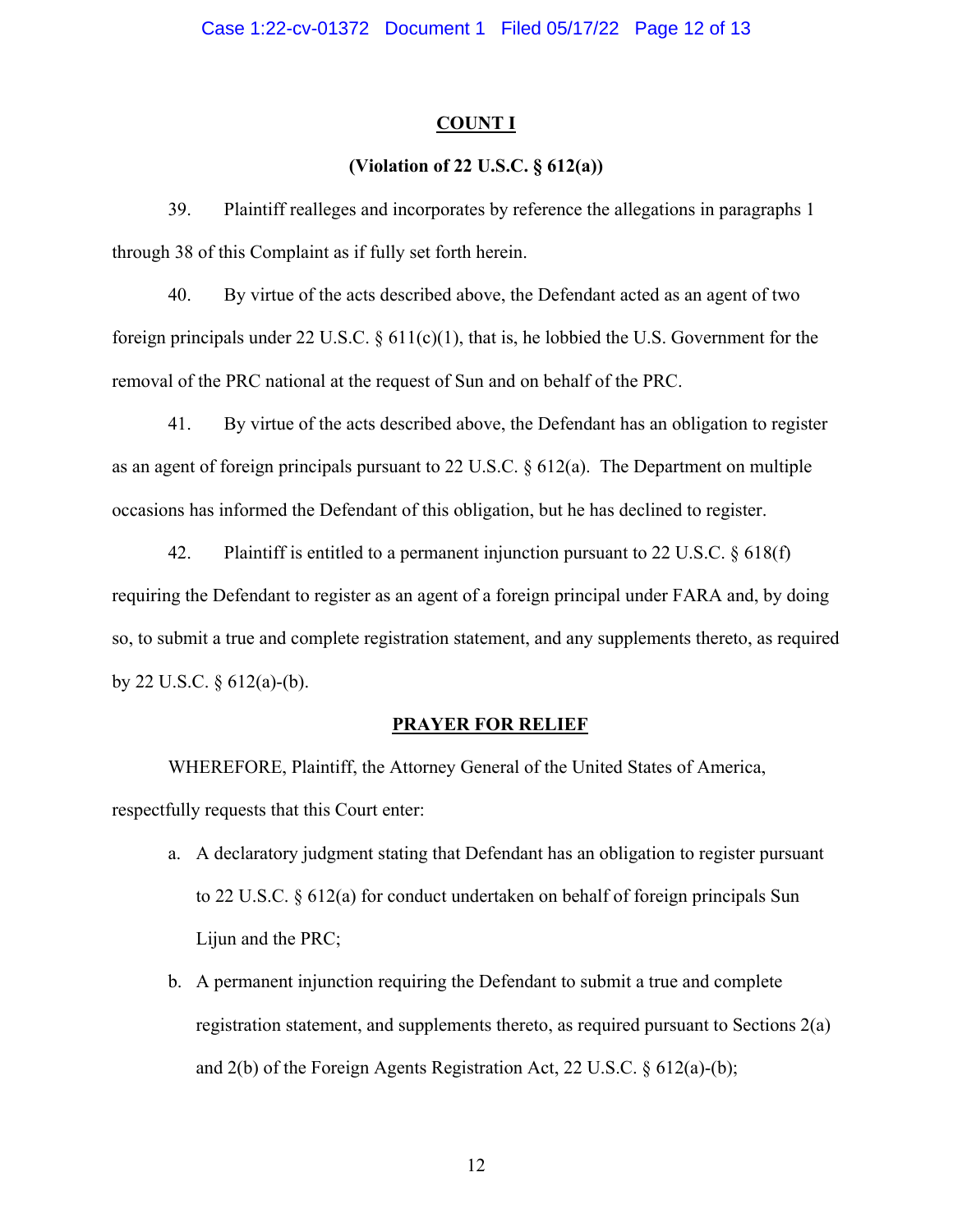## COUNT I

### (Violation of 22 U.S.C. § 612(a))

39. Plaintiff realleges and incorporates by reference the allegations in paragraphs 1 through 38 of this Complaint as if fully set forth herein.

40. By virtue of the acts described above, the Defendant acted as an agent of two foreign principals under 22 U.S.C. § 611(c)(1), that is, he lobbied the U.S. Government for the removal of the PRC national at the request of Sun and on behalf of the PRC.

41. By virtue of the acts described above, the Defendant has an obligation to register as an agent of foreign principals pursuant to 22 U.S.C. § 612(a). The Department on multiple occasions has informed the Defendant of this obligation, but he has declined to register.

42. Plaintiff is entitled to a permanent injunction pursuant to 22 U.S.C. § 618(f) requiring the Defendant to register as an agent of a foreign principal under FARA and, by doing so, to submit a true and complete registration statement, and any supplements thereto, as required by 22 U.S.C. § 612(a)-(b).

## PRAYER FOR RELIEF

WHEREFORE, Plaintiff, the Attorney General of the United States of America, respectfully requests that this Court enter:

a. A declaratory judgment stating that Defendant has an obligation to register pursuant to 22 U.S.C. § 612(a) for conduct undertaken on behalf of foreign principals Sun Lijun and the PRC;

b. A permanent injunction requiring the Defendant to submit a true and complete registration statement, and supplements thereto, as required pursuant to Sections 2(a) and 2(b) of the Foreign Agents Registration Act, 22 U.S.C. § 612(a)-(b);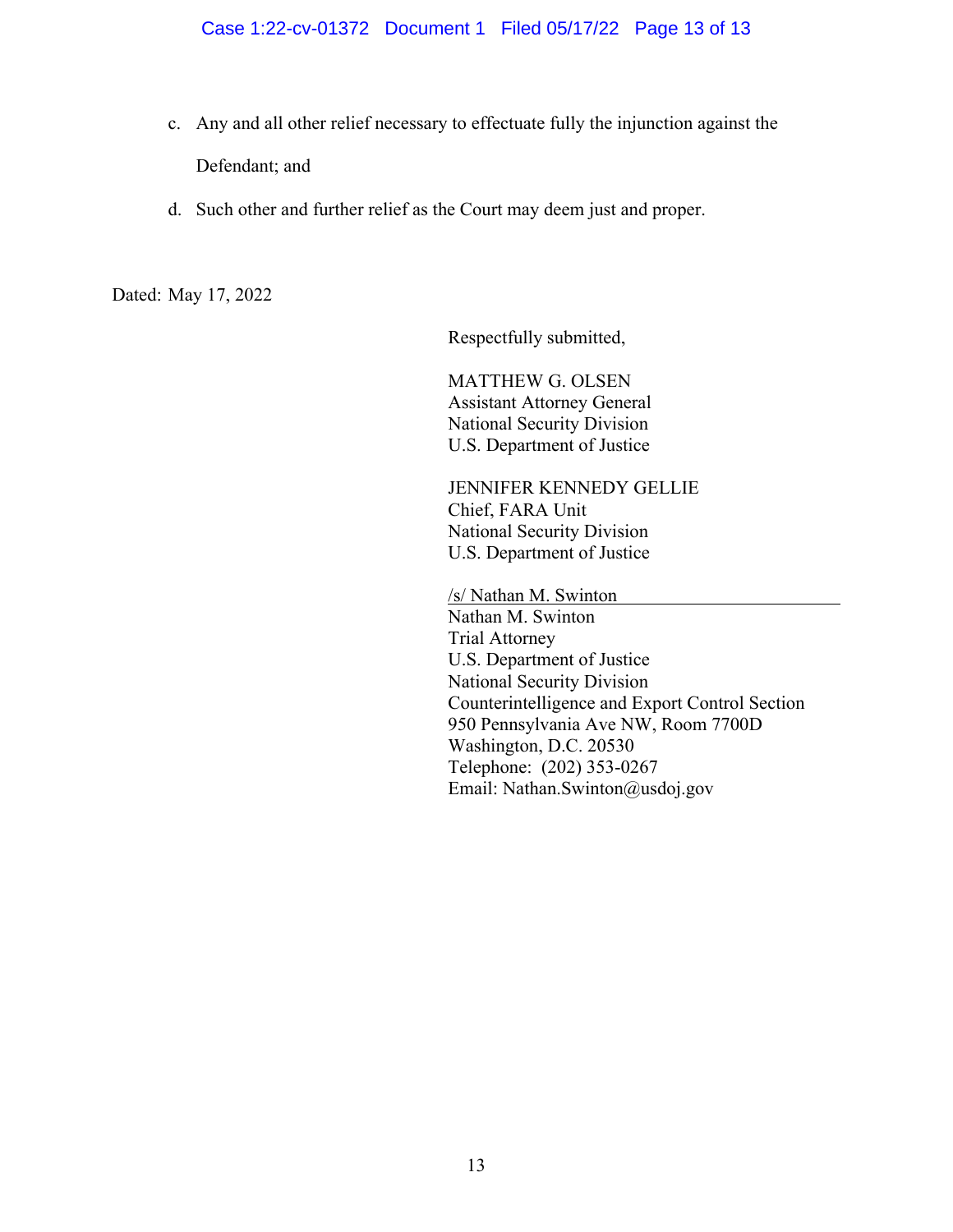c. Any and all other relief necessary to effectuate fully the injunction against the Defendant; and

d. Such other and further relief as the Court may deem just and proper.

Dated: May 17, 2022

Respectfully submitted,

MATTHEW G. OLSEN
Assistant Attorney General
National Security Division
U.S. Department of Justice

JENNIFER KENNEDY GELLIE
Chief, FARA Unit
National Security Division
U.S. Department of Justice

/s/ Nathan M. Swinton
Nathan M. Swinton
Trial Attorney
U.S. Department of Justice
National Security Division
Counterintelligence and Export Control Section
950 Pennsylvania Ave NW, Room 7700D
Washington, D.C. 20530
Telephone: (202) 353-0267
Email: Nathan.Swinton@usdoj.gov